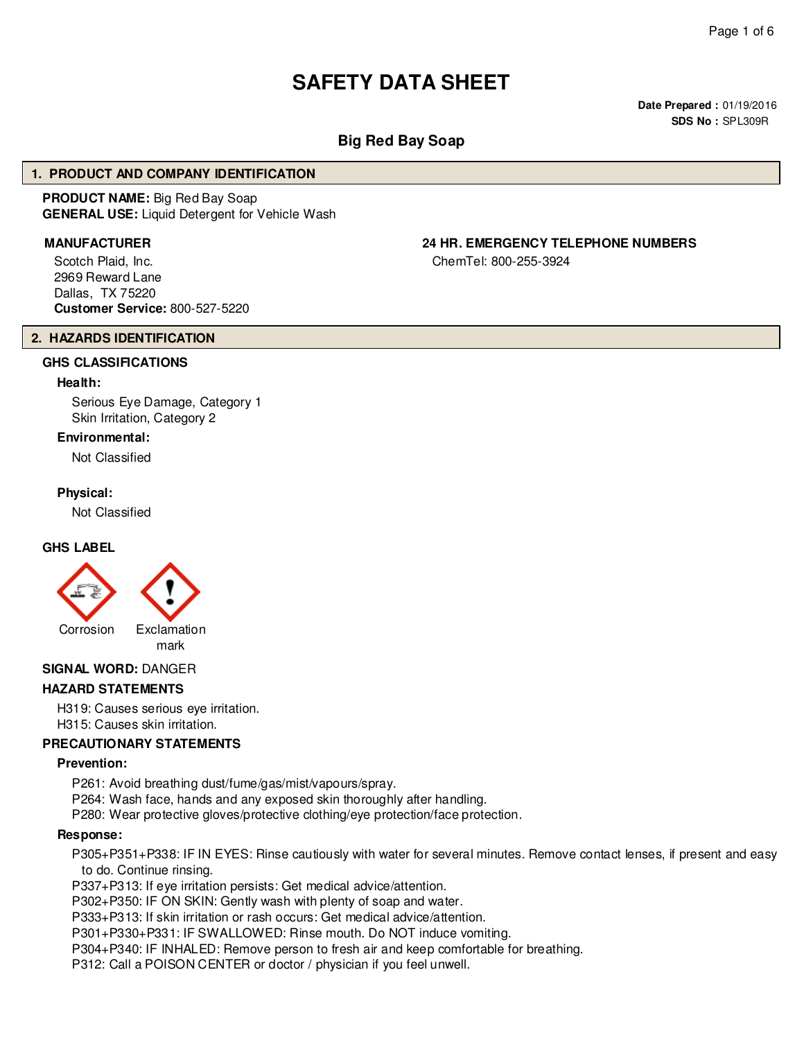# SAFETY DATA SHEET

**Date Prepared :** 01/19/2016
**SDS No :** SPL309R

## Big Red Bay Soap

## 1. PRODUCT AND COMPANY IDENTIFICATION

**PRODUCT NAME:** Big Red Bay Soap
**GENERAL USE:** Liquid Detergent for Vehicle Wash

**MANUFACTURER**

Scotch Plaid, Inc.
2969 Reward Lane
Dallas, TX 75220
**Customer Service:** 800-527-5220

**24 HR. EMERGENCY TELEPHONE NUMBERS**

ChemTel: 800-255-3924

## 2. HAZARDS IDENTIFICATION

### GHS CLASSIFICATIONS

**Health:**

Serious Eye Damage, Category 1
Skin Irritation, Category 2

**Environmental:**

Not Classified

**Physical:**

Not Classified

### GHS LABEL

Corrosion

Exclamation mark

**SIGNAL WORD:** DANGER

### HAZARD STATEMENTS

H319: Causes serious eye irritation.
H315: Causes skin irritation.

### PRECAUTIONARY STATEMENTS

**Prevention:**

P261: Avoid breathing dust/fume/gas/mist/vapours/spray.
P264: Wash face, hands and any exposed skin thoroughly after handling.
P280: Wear protective gloves/protective clothing/eye protection/face protection.

**Response:**

P305+P351+P338: IF IN EYES: Rinse cautiously with water for several minutes. Remove contact lenses, if present and easy to do. Continue rinsing.
P337+P313: If eye irritation persists: Get medical advice/attention.
P302+P350: IF ON SKIN: Gently wash with plenty of soap and water.
P333+P313: If skin irritation or rash occurs: Get medical advice/attention.
P301+P330+P331: IF SWALLOWED: Rinse mouth. Do NOT induce vomiting.
P304+P340: IF INHALED: Remove person to fresh air and keep comfortable for breathing.
P312: Call a POISON CENTER or doctor / physician if you feel unwell.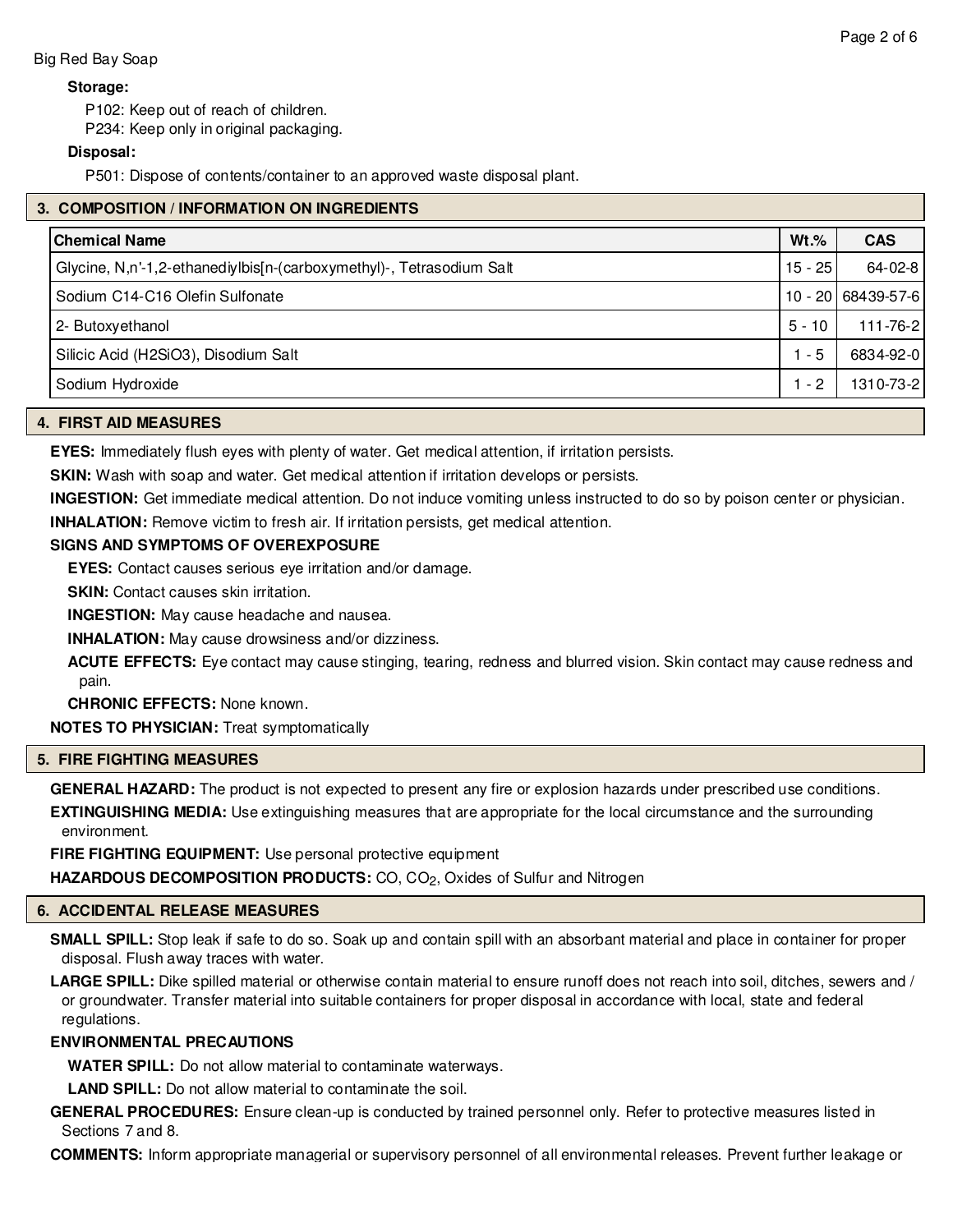**Storage:**

P102: Keep out of reach of children.
P234: Keep only in original packaging.

**Disposal:**

P501: Dispose of contents/container to an approved waste disposal plant.

## 3. COMPOSITION / INFORMATION ON INGREDIENTS

| Chemical Name | Wt.% | CAS |
| --- | --- | --- |
| Glycine, N,n'-1,2-ethanediylbis[n-(carboxymethyl)-, Tetrasodium Salt | 15 - 25 | 64-02-8 |
| Sodium C14-C16 Olefin Sulfonate | 10 - 20 | 68439-57-6 |
| 2- Butoxyethanol | 5 - 10 | 111-76-2 |
| Silicic Acid ($H_2SiO_3$), Disodium Salt | 1 - 5 | 6834-92-0 |
| Sodium Hydroxide | 1 - 2 | 1310-73-2 |

## 4. FIRST AID MEASURES

**EYES:** Immediately flush eyes with plenty of water. Get medical attention, if irritation persists.

**SKIN:** Wash with soap and water. Get medical attention if irritation develops or persists.

**INGESTION:** Get immediate medical attention. Do not induce vomiting unless instructed to do so by poison center or physician.

**INHALATION:** Remove victim to fresh air. If irritation persists, get medical attention.

**SIGNS AND SYMPTOMS OF OVEREXPOSURE**

**EYES:** Contact causes serious eye irritation and/or damage.

**SKIN:** Contact causes skin irritation.

**INGESTION:** May cause headache and nausea.

**INHALATION:** May cause drowsiness and/or dizziness.

**ACUTE EFFECTS:** Eye contact may cause stinging, tearing, redness and blurred vision. Skin contact may cause redness and pain.

**CHRONIC EFFECTS:** None known.

**NOTES TO PHYSICIAN:** Treat symptomatically

## 5. FIRE FIGHTING MEASURES

**GENERAL HAZARD:** The product is not expected to present any fire or explosion hazards under prescribed use conditions.

**EXTINGUISHING MEDIA:** Use extinguishing measures that are appropriate for the local circumstance and the surrounding environment.

**FIRE FIGHTING EQUIPMENT:** Use personal protective equipment

**HAZARDOUS DECOMPOSITION PRODUCTS:** CO, $CO_2$, Oxides of Sulfur and Nitrogen

## 6. ACCIDENTAL RELEASE MEASURES

**SMALL SPILL:** Stop leak if safe to do so. Soak up and contain spill with an absorbant material and place in container for proper disposal. Flush away traces with water.

**LARGE SPILL:** Dike spilled material or otherwise contain material to ensure runoff does not reach into soil, ditches, sewers and / or groundwater. Transfer material into suitable containers for proper disposal in accordance with local, state and federal regulations.

**ENVIRONMENTAL PRECAUTIONS**

**WATER SPILL:** Do not allow material to contaminate waterways.

**LAND SPILL:** Do not allow material to contaminate the soil.

**GENERAL PROCEDURES:** Ensure clean-up is conducted by trained personnel only. Refer to protective measures listed in Sections 7 and 8.

**COMMENTS:** Inform appropriate managerial or supervisory personnel of all environmental releases. Prevent further leakage or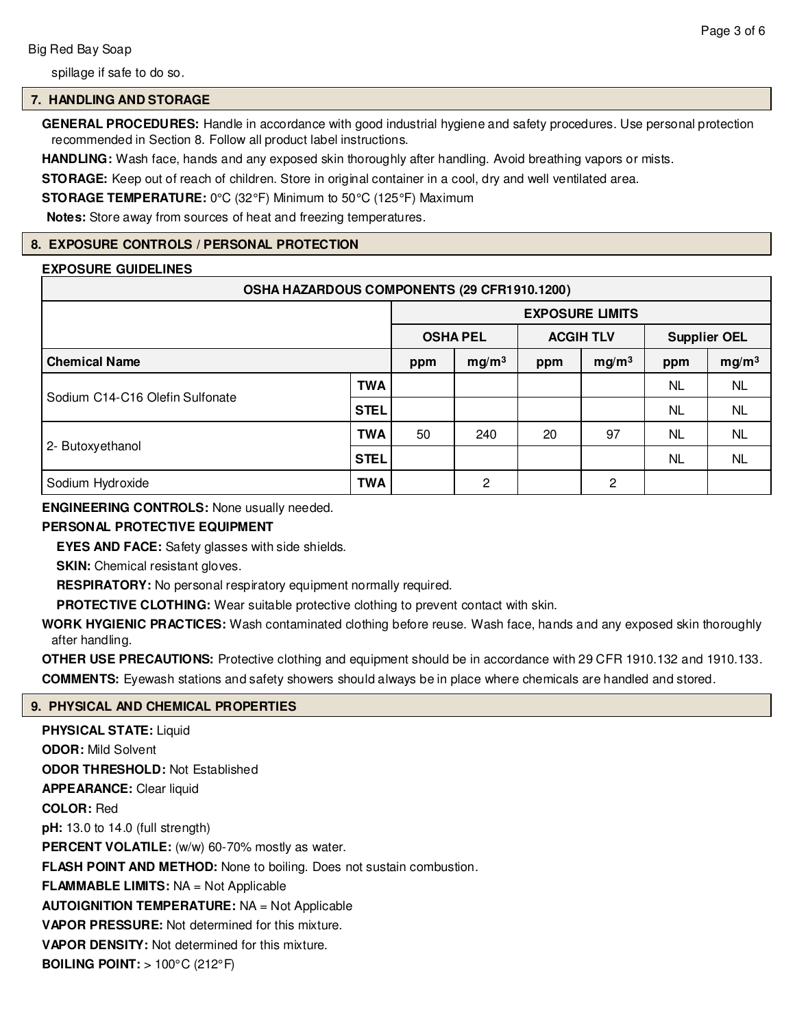spillage if safe to do so.

## 7. HANDLING AND STORAGE

**GENERAL PROCEDURES:** Handle in accordance with good industrial hygiene and safety procedures. Use personal protection recommended in Section 8. Follow all product label instructions.

**HANDLING:** Wash face, hands and any exposed skin thoroughly after handling. Avoid breathing vapors or mists.

**STORAGE:** Keep out of reach of children. Store in original container in a cool, dry and well ventilated area.

**STORAGE TEMPERATURE:** 0°C (32°F) Minimum to 50°C (125°F) Maximum

**Notes:** Store away from sources of heat and freezing temperatures.

## 8. EXPOSURE CONTROLS / PERSONAL PROTECTION

**EXPOSURE GUIDELINES**

| OSHA HAZARDOUS COMPONENTS (29 CFR1910.1200) | | | | | | | |
|---|---|---|---|---|---|---|---|
| | | EXPOSURE LIMITS | | | | | |
| | | OSHA PEL | | ACGIH TLV | | Supplier OEL | |
| **Chemical Name** | | ppm | $mg/m^3$ | ppm | $mg/m^3$ | ppm | $mg/m^3$ |
| Sodium C14-C16 Olefin Sulfonate | TWA | | | | | NL | NL |
| | STEL | | | | | NL | NL |
| 2- Butoxyethanol | TWA | 50 | 240 | 20 | 97 | NL | NL |
| | STEL | | | | | NL | NL |
| Sodium Hydroxide | TWA | | 2 | | 2 | | |

**ENGINEERING CONTROLS:** None usually needed.

**PERSONAL PROTECTIVE EQUIPMENT**

**EYES AND FACE:** Safety glasses with side shields.

**SKIN:** Chemical resistant gloves.

**RESPIRATORY:** No personal respiratory equipment normally required.

**PROTECTIVE CLOTHING:** Wear suitable protective clothing to prevent contact with skin.

**WORK HYGIENIC PRACTICES:** Wash contaminated clothing before reuse. Wash face, hands and any exposed skin thoroughly after handling.

**OTHER USE PRECAUTIONS:** Protective clothing and equipment should be in accordance with 29 CFR 1910.132 and 1910.133.

**COMMENTS:** Eyewash stations and safety showers should always be in place where chemicals are handled and stored.

## 9. PHYSICAL AND CHEMICAL PROPERTIES

**PHYSICAL STATE:** Liquid

**ODOR:** Mild Solvent

**ODOR THRESHOLD:** Not Established

**APPEARANCE:** Clear liquid

**COLOR:** Red

**pH:** 13.0 to 14.0 (full strength)

**PERCENT VOLATILE:** (w/w) 60-70% mostly as water.

**FLASH POINT AND METHOD:** None to boiling. Does not sustain combustion.

**FLAMMABLE LIMITS:** NA = Not Applicable

**AUTOIGNITION TEMPERATURE:** NA = Not Applicable

**VAPOR PRESSURE:** Not determined for this mixture.

**VAPOR DENSITY:** Not determined for this mixture.

**BOILING POINT:** > 100°C (212°F)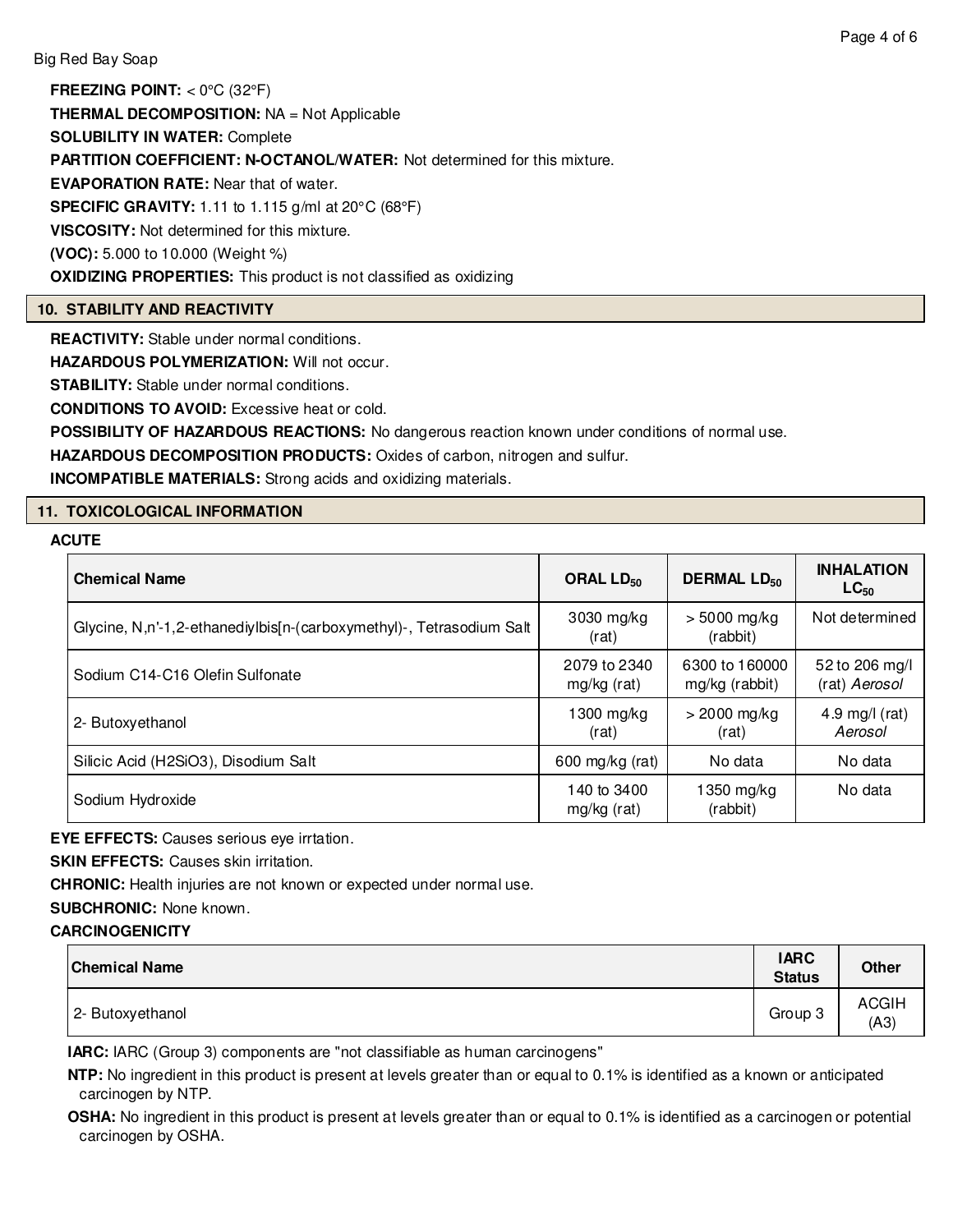**FREEZING POINT:** < 0°C (32°F)

**THERMAL DECOMPOSITION:** NA = Not Applicable

**SOLUBILITY IN WATER:** Complete

**PARTITION COEFFICIENT: N-OCTANOL/WATER:** Not determined for this mixture.

**EVAPORATION RATE:** Near that of water.

**SPECIFIC GRAVITY:** 1.11 to 1.115 g/ml at 20°C (68°F)

**VISCOSITY:** Not determined for this mixture.

**(VOC):** 5.000 to 10.000 (Weight %)

**OXIDIZING PROPERTIES:** This product is not classified as oxidizing

## 10. STABILITY AND REACTIVITY

**REACTIVITY:** Stable under normal conditions.

**HAZARDOUS POLYMERIZATION:** Will not occur.

**STABILITY:** Stable under normal conditions.

**CONDITIONS TO AVOID:** Excessive heat or cold.

**POSSIBILITY OF HAZARDOUS REACTIONS:** No dangerous reaction known under conditions of normal use.

**HAZARDOUS DECOMPOSITION PRODUCTS:** Oxides of carbon, nitrogen and sulfur.

**INCOMPATIBLE MATERIALS:** Strong acids and oxidizing materials.

## 11. TOXICOLOGICAL INFORMATION

**ACUTE**

| Chemical Name | ORAL $LD_{50}$ | DERMAL $LD_{50}$ | INHALATION $LC_{50}$ |
|---|---|---|---|
| Glycine, N,n'-1,2-ethanediylbis[n-(carboxymethyl)-, Tetrasodium Salt | 3030 mg/kg (rat) | > 5000 mg/kg (rabbit) | Not determined |
| Sodium C14-C16 Olefin Sulfonate | 2079 to 2340 mg/kg (rat) | 6300 to 160000 mg/kg (rabbit) | 52 to 206 mg/l (rat) *Aerosol* |
| 2- Butoxyethanol | 1300 mg/kg (rat) | > 2000 mg/kg (rat) | 4.9 mg/l (rat) *Aerosol* |
| Silicic Acid (H2SiO3), Disodium Salt | 600 mg/kg (rat) | No data | No data |
| Sodium Hydroxide | 140 to 3400 mg/kg (rat) | 1350 mg/kg (rabbit) | No data |

**EYE EFFECTS:** Causes serious eye irrtation.

**SKIN EFFECTS:** Causes skin irritation.

**CHRONIC:** Health injuries are not known or expected under normal use.

**SUBCHRONIC:** None known.

**CARCINOGENICITY**

| Chemical Name | IARC Status | Other |
|---|---|---|
| 2- Butoxyethanol | Group 3 | ACGIH (A3) |

**IARC:** IARC (Group 3) components are "not classifiable as human carcinogens"

**NTP:** No ingredient in this product is present at levels greater than or equal to 0.1% is identified as a known or anticipated carcinogen by NTP.

**OSHA:** No ingredient in this product is present at levels greater than or equal to 0.1% is identified as a carcinogen or potential carcinogen by OSHA.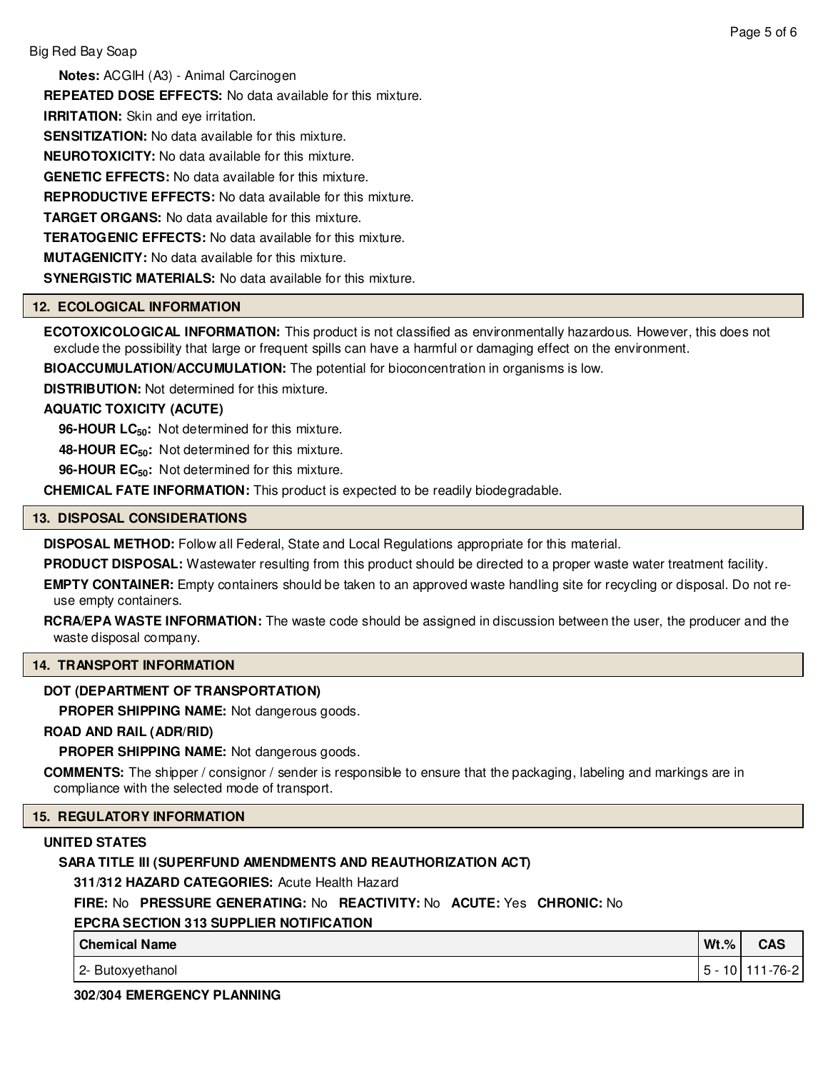**Notes:** ACGIH (A3) - Animal Carcinogen

**REPEATED DOSE EFFECTS:** No data available for this mixture.

**IRRITATION:** Skin and eye irritation.

**SENSITIZATION:** No data available for this mixture.

**NEUROTOXICITY:** No data available for this mixture.

**GENETIC EFFECTS:** No data available for this mixture.

**REPRODUCTIVE EFFECTS:** No data available for this mixture.

**TARGET ORGANS:** No data available for this mixture.

**TERATOGENIC EFFECTS:** No data available for this mixture.

**MUTAGENICITY:** No data available for this mixture.

**SYNERGISTIC MATERIALS:** No data available for this mixture.

## 12. ECOLOGICAL INFORMATION

**ECOTOXICOLOGICAL INFORMATION:** This product is not classified as environmentally hazardous. However, this does not exclude the possibility that large or frequent spills can have a harmful or damaging effect on the environment.

**BIOACCUMULATION/ACCUMULATION:** The potential for bioconcentration in organisms is low.

**DISTRIBUTION:** Not determined for this mixture.

**AQUATIC TOXICITY (ACUTE)**

**96-HOUR $LC_{50}$:** Not determined for this mixture.

**48-HOUR $EC_{50}$:** Not determined for this mixture.

**96-HOUR $EC_{50}$:** Not determined for this mixture.

**CHEMICAL FATE INFORMATION:** This product is expected to be readily biodegradable.

## 13. DISPOSAL CONSIDERATIONS

**DISPOSAL METHOD:** Follow all Federal, State and Local Regulations appropriate for this material.

**PRODUCT DISPOSAL:** Wastewater resulting from this product should be directed to a proper waste water treatment facility.

**EMPTY CONTAINER:** Empty containers should be taken to an approved waste handling site for recycling or disposal. Do not re-use empty containers.

**RCRA/EPA WASTE INFORMATION:** The waste code should be assigned in discussion between the user, the producer and the waste disposal company.

## 14. TRANSPORT INFORMATION

**DOT (DEPARTMENT OF TRANSPORTATION)**

**PROPER SHIPPING NAME:** Not dangerous goods.

**ROAD AND RAIL (ADR/RID)**

**PROPER SHIPPING NAME:** Not dangerous goods.

**COMMENTS:** The shipper / consignor / sender is responsible to ensure that the packaging, labeling and markings are in compliance with the selected mode of transport.

## 15. REGULATORY INFORMATION

**UNITED STATES**

**SARA TITLE III (SUPERFUND AMENDMENTS AND REAUTHORIZATION ACT)**

**311/312 HAZARD CATEGORIES:** Acute Health Hazard

**FIRE:** No **PRESSURE GENERATING:** No **REACTIVITY:** No **ACUTE:** Yes **CHRONIC:** No

**EPCRA SECTION 313 SUPPLIER NOTIFICATION**

| Chemical Name | Wt.% | CAS |
| --- | --- | --- |
| 2- Butoxyethanol | 5 - 10 | 111-76-2 |

**302/304 EMERGENCY PLANNING**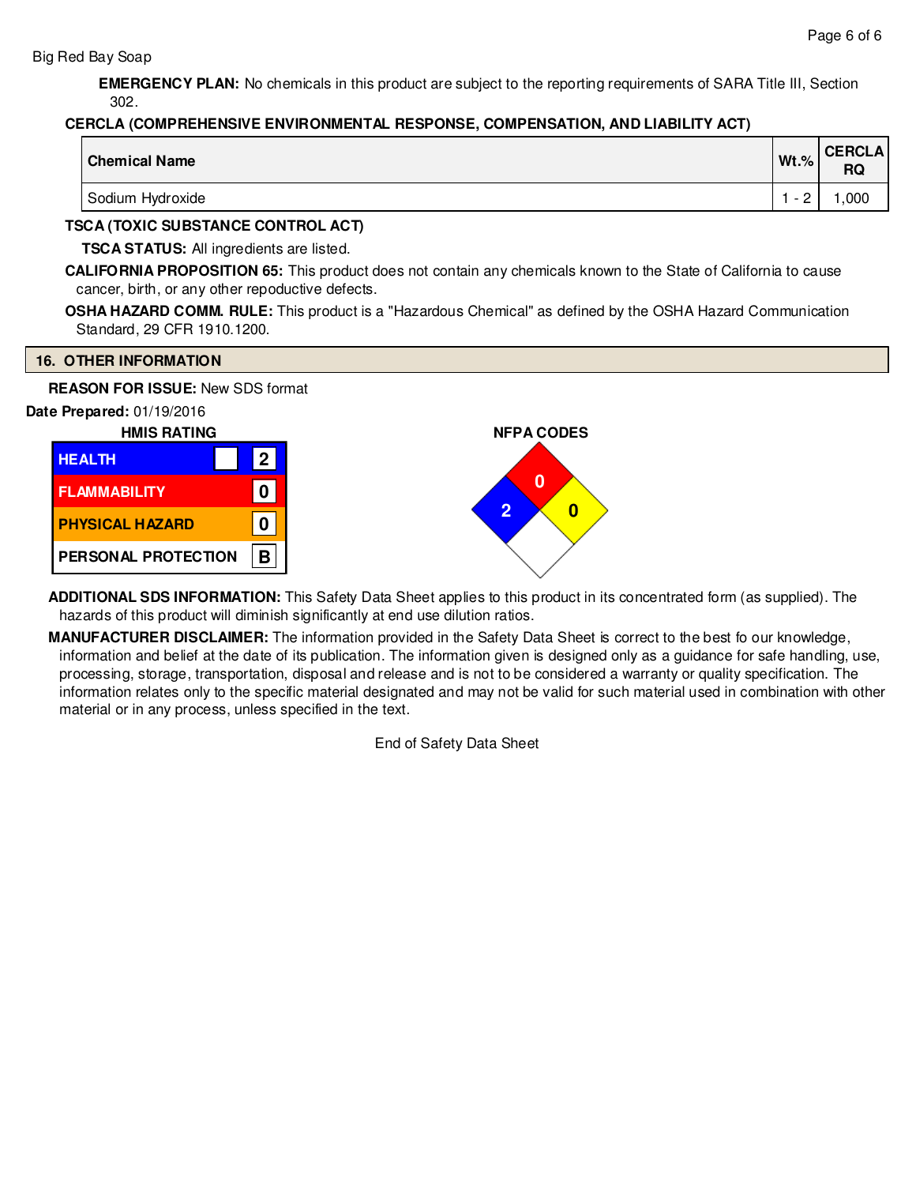**EMERGENCY PLAN:** No chemicals in this product are subject to the reporting requirements of SARA Title III, Section 302.

**CERCLA (COMPREHENSIVE ENVIRONMENTAL RESPONSE, COMPENSATION, AND LIABILITY ACT)**

| Chemical Name | Wt.% | CERCLA RQ |
|---|---|---|
| Sodium Hydroxide | 1 - 2 | 1,000 |

**TSCA (TOXIC SUBSTANCE CONTROL ACT)**

**TSCA STATUS:** All ingredients are listed.

**CALIFORNIA PROPOSITION 65:** This product does not contain any chemicals known to the State of California to cause cancer, birth, or any other repoductive defects.

**OSHA HAZARD COMM. RULE:** This product is a "Hazardous Chemical" as defined by the OSHA Hazard Communication Standard, 29 CFR 1910.1200.

## 16. OTHER INFORMATION

**REASON FOR ISSUE:** New SDS format

**Date Prepared:** 01/19/2016

**HMIS RATING**

| | |
|---|---|
| HEALTH | 2 |
| FLAMMABILITY | 0 |
| PHYSICAL HAZARD | 0 |
| PERSONAL PROTECTION | B |

**NFPA CODES**

0

2

0

**ADDITIONAL SDS INFORMATION:** This Safety Data Sheet applies to this product in its concentrated form (as supplied). The hazards of this product will diminish significantly at end use dilution ratios.

**MANUFACTURER DISCLAIMER:** The information provided in the Safety Data Sheet is correct to the best fo our knowledge, information and belief at the date of its publication. The information given is designed only as a guidance for safe handling, use, processing, storage, transportation, disposal and release and is not to be considered a warranty or quality specification. The information relates only to the specific material designated and may not be valid for such material used in combination with other material or in any process, unless specified in the text.

End of Safety Data Sheet